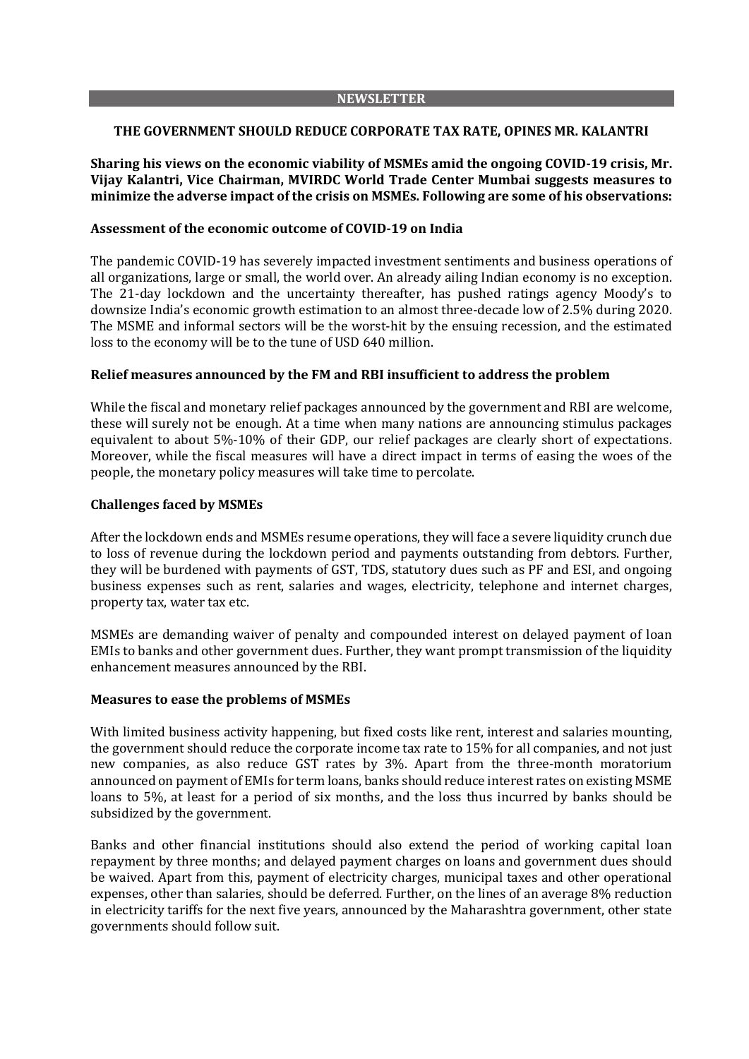## NEWSLETTER

### THE GOVERNMENT SHOULD REDUCE CORPORATE TAX RATE, OPINES MR. KALANTRI

**Sharing his views on the economic viability of MSMEs amid the ongoing COVID-19 crisis, Mr. Vijay Kalantri, Vice Chairman, MVIRDC World Trade Center Mumbai suggests measures to minimize the adverse impact of the crisis on MSMEs. Following are some of his observations:**

**Assessment of the economic outcome of COVID-19 on India**

The pandemic COVID-19 has severely impacted investment sentiments and business operations of all organizations, large or small, the world over. An already ailing Indian economy is no exception. The 21-day lockdown and the uncertainty thereafter, has pushed ratings agency Moody's to downsize India's economic growth estimation to an almost three-decade low of 2.5% during 2020. The MSME and informal sectors will be the worst-hit by the ensuing recession, and the estimated loss to the economy will be to the tune of USD 640 million.

**Relief measures announced by the FM and RBI insufficient to address the problem**

While the fiscal and monetary relief packages announced by the government and RBI are welcome, these will surely not be enough. At a time when many nations are announcing stimulus packages equivalent to about 5%-10% of their GDP, our relief packages are clearly short of expectations. Moreover, while the fiscal measures will have a direct impact in terms of easing the woes of the people, the monetary policy measures will take time to percolate.

**Challenges faced by MSMEs**

After the lockdown ends and MSMEs resume operations, they will face a severe liquidity crunch due to loss of revenue during the lockdown period and payments outstanding from debtors. Further, they will be burdened with payments of GST, TDS, statutory dues such as PF and ESI, and ongoing business expenses such as rent, salaries and wages, electricity, telephone and internet charges, property tax, water tax etc.

MSMEs are demanding waiver of penalty and compounded interest on delayed payment of loan EMIs to banks and other government dues. Further, they want prompt transmission of the liquidity enhancement measures announced by the RBI.

**Measures to ease the problems of MSMEs**

With limited business activity happening, but fixed costs like rent, interest and salaries mounting, the government should reduce the corporate income tax rate to 15% for all companies, and not just new companies, as also reduce GST rates by 3%. Apart from the three-month moratorium announced on payment of EMIs for term loans, banks should reduce interest rates on existing MSME loans to 5%, at least for a period of six months, and the loss thus incurred by banks should be subsidized by the government.

Banks and other financial institutions should also extend the period of working capital loan repayment by three months; and delayed payment charges on loans and government dues should be waived. Apart from this, payment of electricity charges, municipal taxes and other operational expenses, other than salaries, should be deferred. Further, on the lines of an average 8% reduction in electricity tariffs for the next five years, announced by the Maharashtra government, other state governments should follow suit.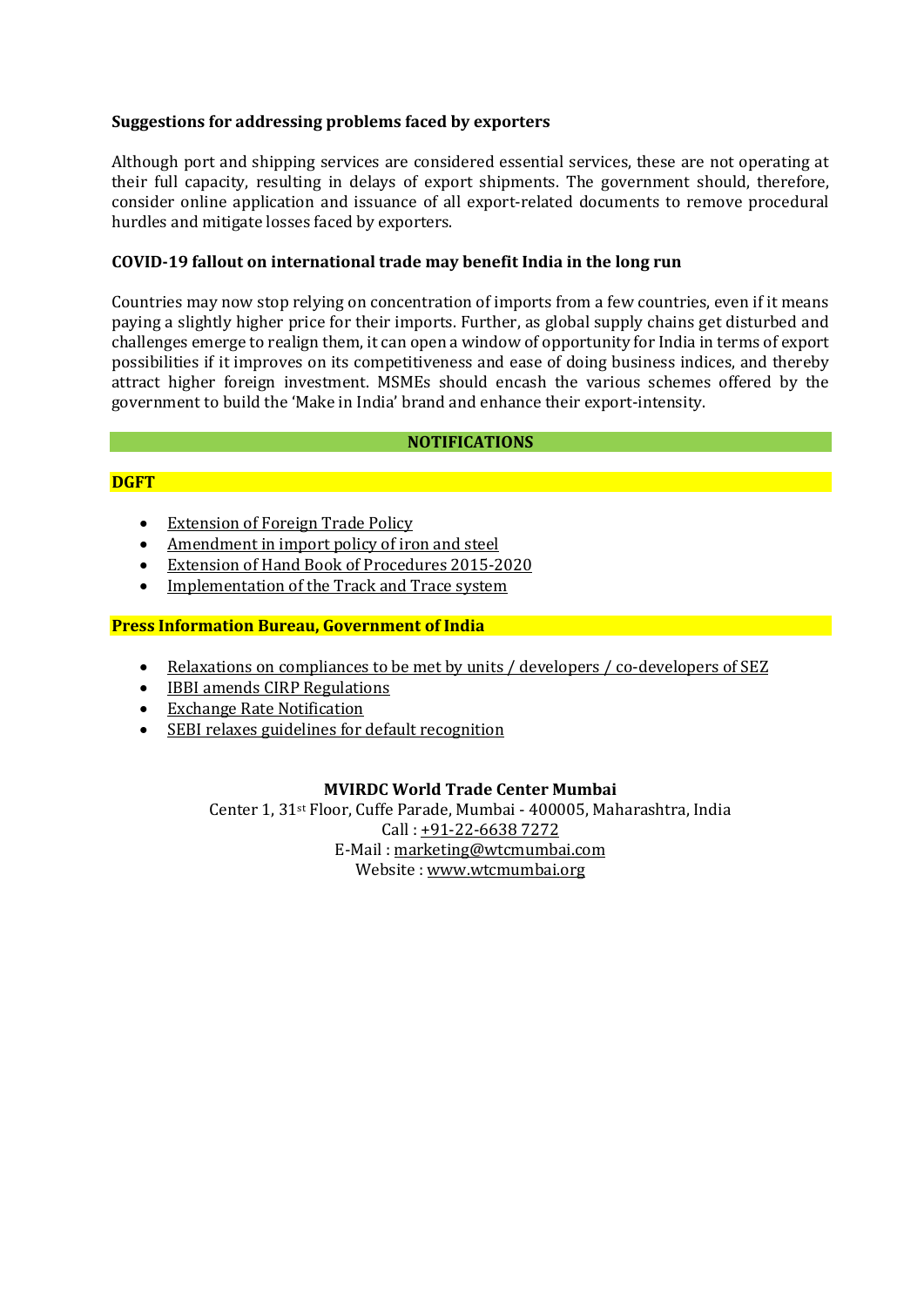**Suggestions for addressing problems faced by exporters**

Although port and shipping services are considered essential services, these are not operating at their full capacity, resulting in delays of export shipments. The government should, therefore, consider online application and issuance of all export-related documents to remove procedural hurdles and mitigate losses faced by exporters.

**COVID-19 fallout on international trade may benefit India in the long run**

Countries may now stop relying on concentration of imports from a few countries, even if it means paying a slightly higher price for their imports. Further, as global supply chains get disturbed and challenges emerge to realign them, it can open a window of opportunity for India in terms of export possibilities if it improves on its competitiveness and ease of doing business indices, and thereby attract higher foreign investment. MSMEs should encash the various schemes offered by the government to build the 'Make in India' brand and enhance their export-intensity.

## NOTIFICATIONS

### DGFT

- Extension of Foreign Trade Policy
- Amendment in import policy of iron and steel
- Extension of Hand Book of Procedures 2015-2020
- Implementation of the Track and Trace system

### Press Information Bureau, Government of India

- Relaxations on compliances to be met by units / developers / co-developers of SEZ
- IBBI amends CIRP Regulations
- Exchange Rate Notification
- SEBI relaxes guidelines for default recognition

**MVIRDC World Trade Center Mumbai**
Center 1, 31st Floor, Cuffe Parade, Mumbai - 400005, Maharashtra, India
Call : +91-22-6638 7272
E-Mail : marketing@wtcmumbai.com
Website : www.wtcmumbai.org